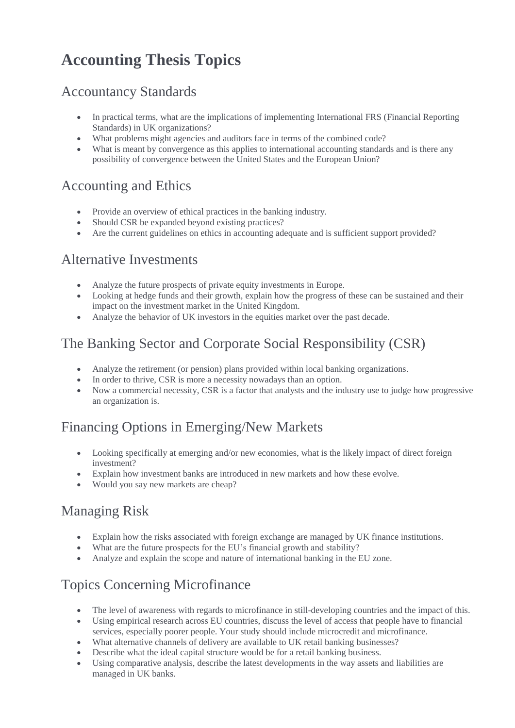# Accounting Thesis Topics

## Accountancy Standards

- In practical terms, what are the implications of implementing International FRS (Financial Reporting Standards) in UK organizations?
- What problems might agencies and auditors face in terms of the combined code?
- What is meant by convergence as this applies to international accounting standards and is there any possibility of convergence between the United States and the European Union?

## Accounting and Ethics

- Provide an overview of ethical practices in the banking industry.
- Should CSR be expanded beyond existing practices?
- Are the current guidelines on ethics in accounting adequate and is sufficient support provided?

## Alternative Investments

- Analyze the future prospects of private equity investments in Europe.
- Looking at hedge funds and their growth, explain how the progress of these can be sustained and their impact on the investment market in the United Kingdom.
- Analyze the behavior of UK investors in the equities market over the past decade.

## The Banking Sector and Corporate Social Responsibility (CSR)

- Analyze the retirement (or pension) plans provided within local banking organizations.
- In order to thrive, CSR is more a necessity nowadays than an option.
- Now a commercial necessity, CSR is a factor that analysts and the industry use to judge how progressive an organization is.

## Financing Options in Emerging/New Markets

- Looking specifically at emerging and/or new economies, what is the likely impact of direct foreign investment?
- Explain how investment banks are introduced in new markets and how these evolve.
- Would you say new markets are cheap?

## Managing Risk

- Explain how the risks associated with foreign exchange are managed by UK finance institutions.
- What are the future prospects for the EU's financial growth and stability?
- Analyze and explain the scope and nature of international banking in the EU zone.

## Topics Concerning Microfinance

- The level of awareness with regards to microfinance in still-developing countries and the impact of this.
- Using empirical research across EU countries, discuss the level of access that people have to financial services, especially poorer people. Your study should include microcredit and microfinance.
- What alternative channels of delivery are available to UK retail banking businesses?
- Describe what the ideal capital structure would be for a retail banking business.
- Using comparative analysis, describe the latest developments in the way assets and liabilities are managed in UK banks.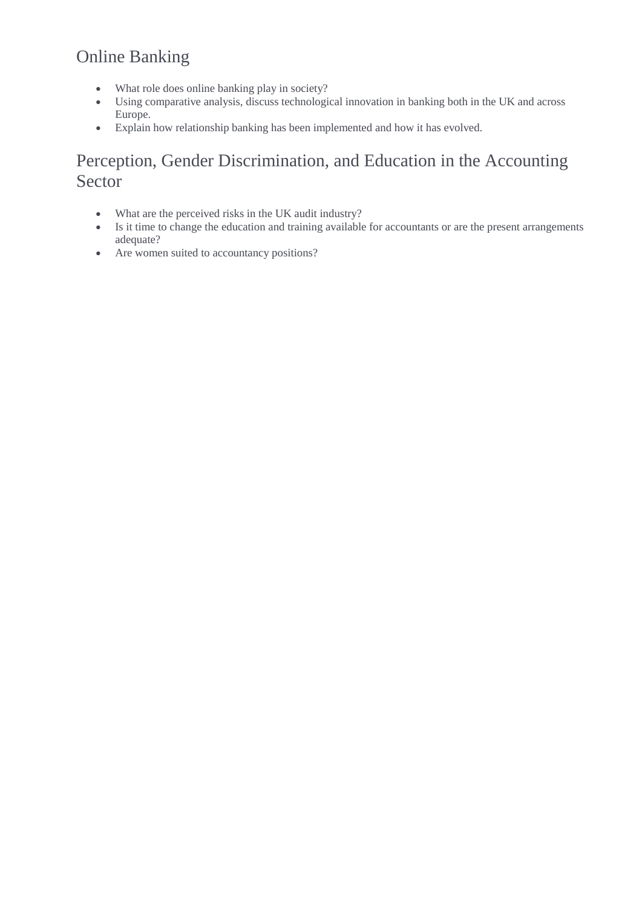## Online Banking

- What role does online banking play in society?
- Using comparative analysis, discuss technological innovation in banking both in the UK and across Europe.
- Explain how relationship banking has been implemented and how it has evolved.

## Perception, Gender Discrimination, and Education in the Accounting Sector

- What are the perceived risks in the UK audit industry?
- Is it time to change the education and training available for accountants or are the present arrangements adequate?
- Are women suited to accountancy positions?